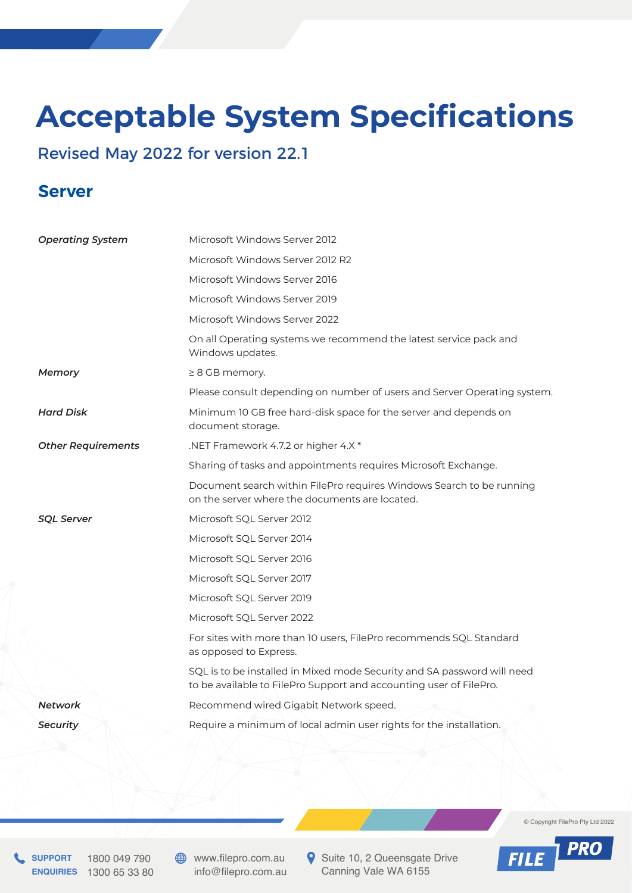# Acceptable System Specifications

## Revised May 2022 for version 22.1

## Server

| | |
|---|---|
| *Operating System* | Microsoft Windows Server 2012 |
| | Microsoft Windows Server 2012 R2 |
| | Microsoft Windows Server 2016 |
| | Microsoft Windows Server 2019 |
| | Microsoft Windows Server 2022 |
| | On all Operating systems we recommend the latest service pack and Windows updates. |
| *Memory* | ≥ 8 GB memory. |
| | Please consult depending on number of users and Server Operating system. |
| *Hard Disk* | Minimum 10 GB free hard-disk space for the server and depends on document storage. |
| *Other Requirements* | .NET Framework 4.7.2 or higher 4.X * |
| | Sharing of tasks and appointments requires Microsoft Exchange. |
| | Document search within FilePro requires Windows Search to be running on the server where the documents are located. |
| *SQL Server* | Microsoft SQL Server 2012 |
| | Microsoft SQL Server 2014 |
| | Microsoft SQL Server 2016 |
| | Microsoft SQL Server 2017 |
| | Microsoft SQL Server 2019 |
| | Microsoft SQL Server 2022 |
| | For sites with more than 10 users, FilePro recommends SQL Standard as opposed to Express. |
| | SQL is to be installed in Mixed mode Security and SA password will need to be available to FilePro Support and accounting user of FilePro. |
| *Network* | Recommend wired Gigabit Network speed. |
| *Security* | Require a minimum of local admin user rights for the installation. |

© Copyright FilePro Pty Ltd 2022

**SUPPORT** 1800 049 790
**ENQUIRIES** 1300 65 33 80

www.filepro.com.au
info@filepro.com.au

Suite 10, 2 Queensgate Drive
Canning Vale WA 6155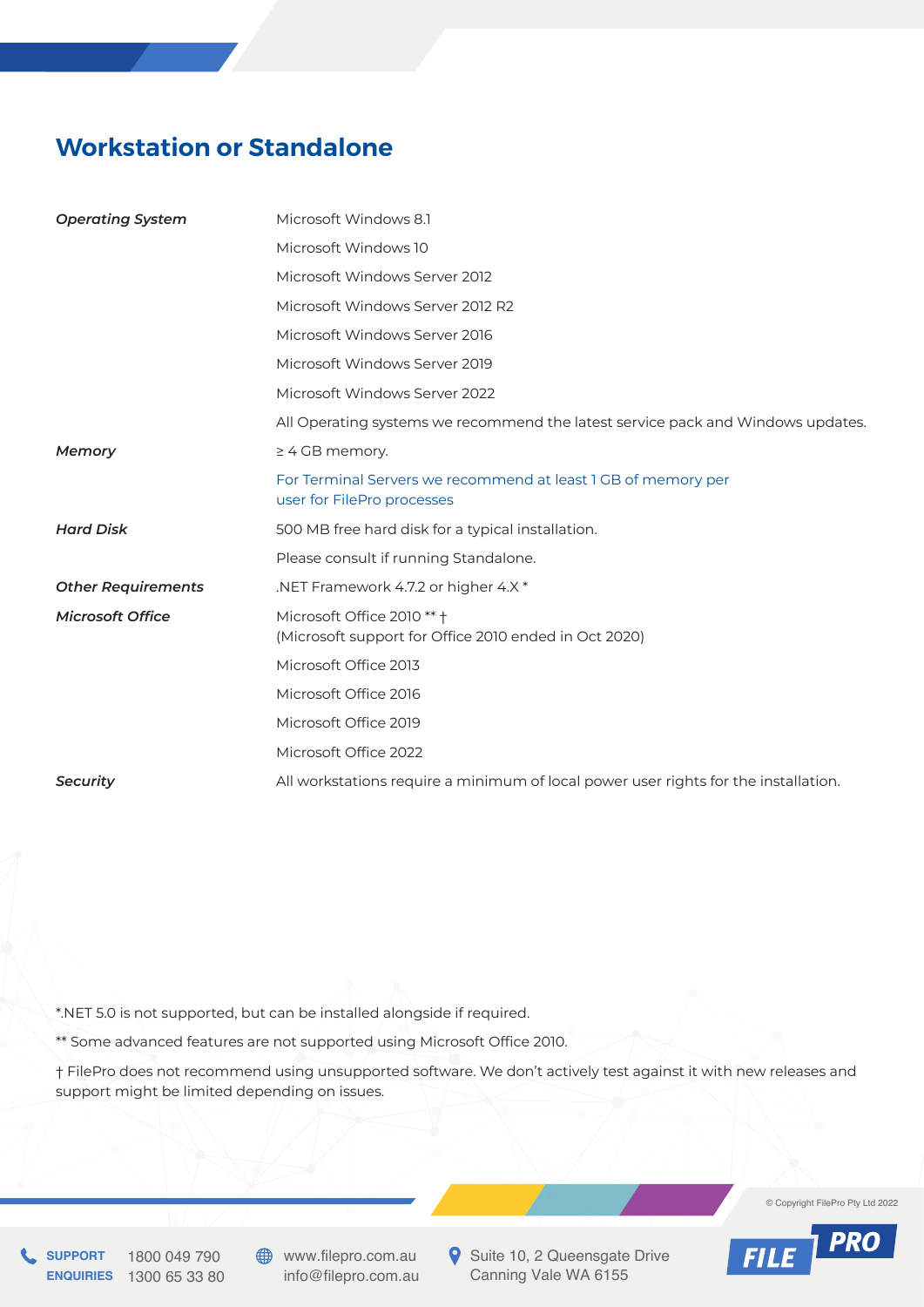## Workstation or Standalone

| | |
|---|---|
| *Operating System* | Microsoft Windows 8.1 |
| | Microsoft Windows 10 |
| | Microsoft Windows Server 2012 |
| | Microsoft Windows Server 2012 R2 |
| | Microsoft Windows Server 2016 |
| | Microsoft Windows Server 2019 |
| | Microsoft Windows Server 2022 |
| | All Operating systems we recommend the latest service pack and Windows updates. |
| *Memory* | ≥ 4 GB memory. |
| | For Terminal Servers we recommend at least 1 GB of memory per user for FilePro processes |
| *Hard Disk* | 500 MB free hard disk for a typical installation. |
| | Please consult if running Standalone. |
| *Other Requirements* | .NET Framework 4.7.2 or higher 4.X * |
| *Microsoft Office* | Microsoft Office 2010 ** † (Microsoft support for Office 2010 ended in Oct 2020) |
| | Microsoft Office 2013 |
| | Microsoft Office 2016 |
| | Microsoft Office 2019 |
| | Microsoft Office 2022 |
| *Security* | All workstations require a minimum of local power user rights for the installation. |

*.NET 5.0 is not supported, but can be installed alongside if required.

** Some advanced features are not supported using Microsoft Office 2010.

† FilePro does not recommend using unsupported software. We don't actively test against it with new releases and support might be limited depending on issues.

© Copyright FilePro Pty Ltd 2022

**SUPPORT** 1800 049 790
**ENQUIRIES** 1300 65 33 80

www.filepro.com.au
info@filepro.com.au

Suite 10, 2 Queensgate Drive
Canning Vale WA 6155